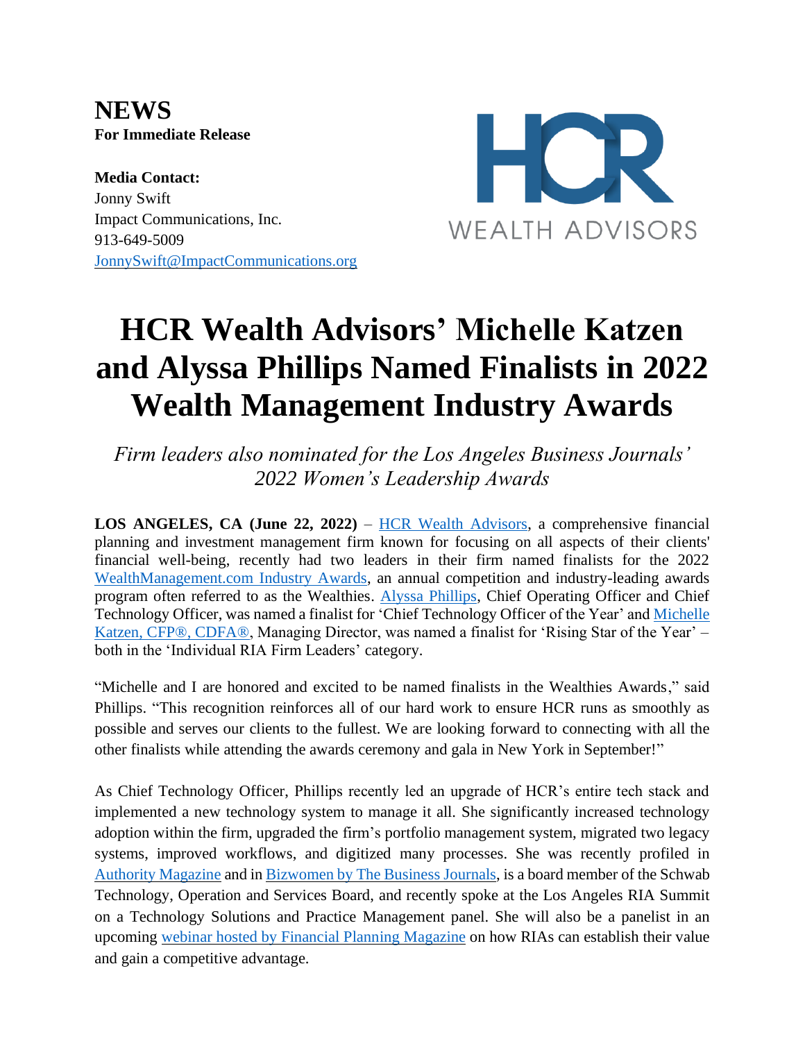**NEWS**
**For Immediate Release**

**Media Contact:**
Jonny Swift
Impact Communications, Inc.
913-649-5009
JonnySwift@ImpactCommunications.org

HCR WEALTH ADVISORS

# HCR Wealth Advisors' Michelle Katzen and Alyssa Phillips Named Finalists in 2022 Wealth Management Industry Awards

*Firm leaders also nominated for the Los Angeles Business Journals' 2022 Women's Leadership Awards*

**LOS ANGELES, CA (June 22, 2022)** – HCR Wealth Advisors, a comprehensive financial planning and investment management firm known for focusing on all aspects of their clients' financial well-being, recently had two leaders in their firm named finalists for the 2022 WealthManagement.com Industry Awards, an annual competition and industry-leading awards program often referred to as the Wealthies. Alyssa Phillips, Chief Operating Officer and Chief Technology Officer, was named a finalist for 'Chief Technology Officer of the Year' and Michelle Katzen, CFP®, CDFA®, Managing Director, was named a finalist for 'Rising Star of the Year' – both in the 'Individual RIA Firm Leaders' category.

"Michelle and I are honored and excited to be named finalists in the Wealthies Awards," said Phillips. "This recognition reinforces all of our hard work to ensure HCR runs as smoothly as possible and serves our clients to the fullest. We are looking forward to connecting with all the other finalists while attending the awards ceremony and gala in New York in September!"

As Chief Technology Officer, Phillips recently led an upgrade of HCR's entire tech stack and implemented a new technology system to manage it all. She significantly increased technology adoption within the firm, upgraded the firm's portfolio management system, migrated two legacy systems, improved workflows, and digitized many processes. She was recently profiled in Authority Magazine and in Bizwomen by The Business Journals, is a board member of the Schwab Technology, Operation and Services Board, and recently spoke at the Los Angeles RIA Summit on a Technology Solutions and Practice Management panel. She will also be a panelist in an upcoming webinar hosted by Financial Planning Magazine on how RIAs can establish their value and gain a competitive advantage.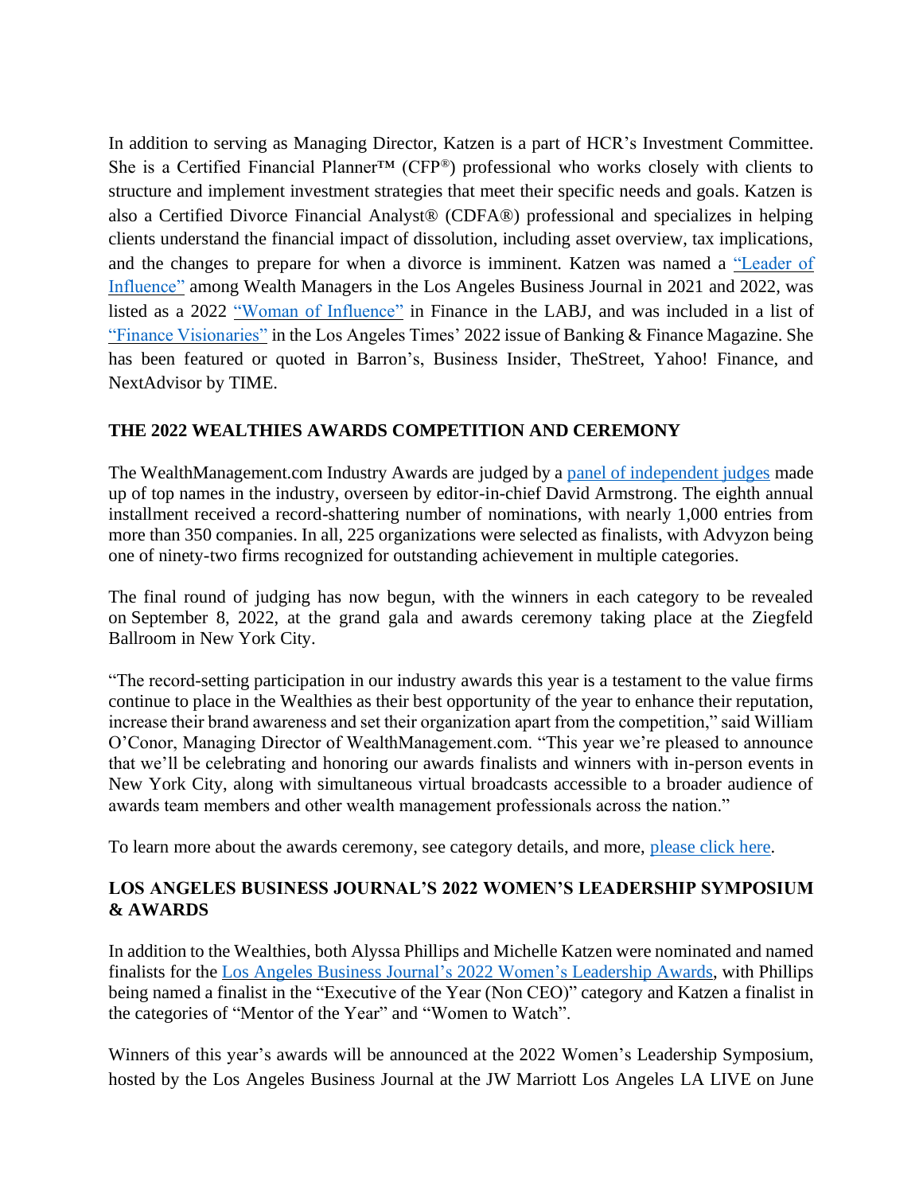In addition to serving as Managing Director, Katzen is a part of HCR's Investment Committee. She is a Certified Financial Planner™ (CFP®) professional who works closely with clients to structure and implement investment strategies that meet their specific needs and goals. Katzen is also a Certified Divorce Financial Analyst® (CDFA®) professional and specializes in helping clients understand the financial impact of dissolution, including asset overview, tax implications, and the changes to prepare for when a divorce is imminent. Katzen was named a "Leader of Influence" among Wealth Managers in the Los Angeles Business Journal in 2021 and 2022, was listed as a 2022 "Woman of Influence" in Finance in the LABJ, and was included in a list of "Finance Visionaries" in the Los Angeles Times' 2022 issue of Banking & Finance Magazine. She has been featured or quoted in Barron's, Business Insider, TheStreet, Yahoo! Finance, and NextAdvisor by TIME.

## THE 2022 WEALTHIES AWARDS COMPETITION AND CEREMONY

The WealthManagement.com Industry Awards are judged by a panel of independent judges made up of top names in the industry, overseen by editor-in-chief David Armstrong. The eighth annual installment received a record-shattering number of nominations, with nearly 1,000 entries from more than 350 companies. In all, 225 organizations were selected as finalists, with Advyzon being one of ninety-two firms recognized for outstanding achievement in multiple categories.

The final round of judging has now begun, with the winners in each category to be revealed on September 8, 2022, at the grand gala and awards ceremony taking place at the Ziegfeld Ballroom in New York City.

"The record-setting participation in our industry awards this year is a testament to the value firms continue to place in the Wealthies as their best opportunity of the year to enhance their reputation, increase their brand awareness and set their organization apart from the competition," said William O'Conor, Managing Director of WealthManagement.com. "This year we're pleased to announce that we'll be celebrating and honoring our awards finalists and winners with in-person events in New York City, along with simultaneous virtual broadcasts accessible to a broader audience of awards team members and other wealth management professionals across the nation."

To learn more about the awards ceremony, see category details, and more, please click here.

## LOS ANGELES BUSINESS JOURNAL'S 2022 WOMEN'S LEADERSHIP SYMPOSIUM & AWARDS

In addition to the Wealthies, both Alyssa Phillips and Michelle Katzen were nominated and named finalists for the Los Angeles Business Journal's 2022 Women's Leadership Awards, with Phillips being named a finalist in the "Executive of the Year (Non CEO)" category and Katzen a finalist in the categories of "Mentor of the Year" and "Women to Watch".

Winners of this year's awards will be announced at the 2022 Women's Leadership Symposium, hosted by the Los Angeles Business Journal at the JW Marriott Los Angeles LA LIVE on June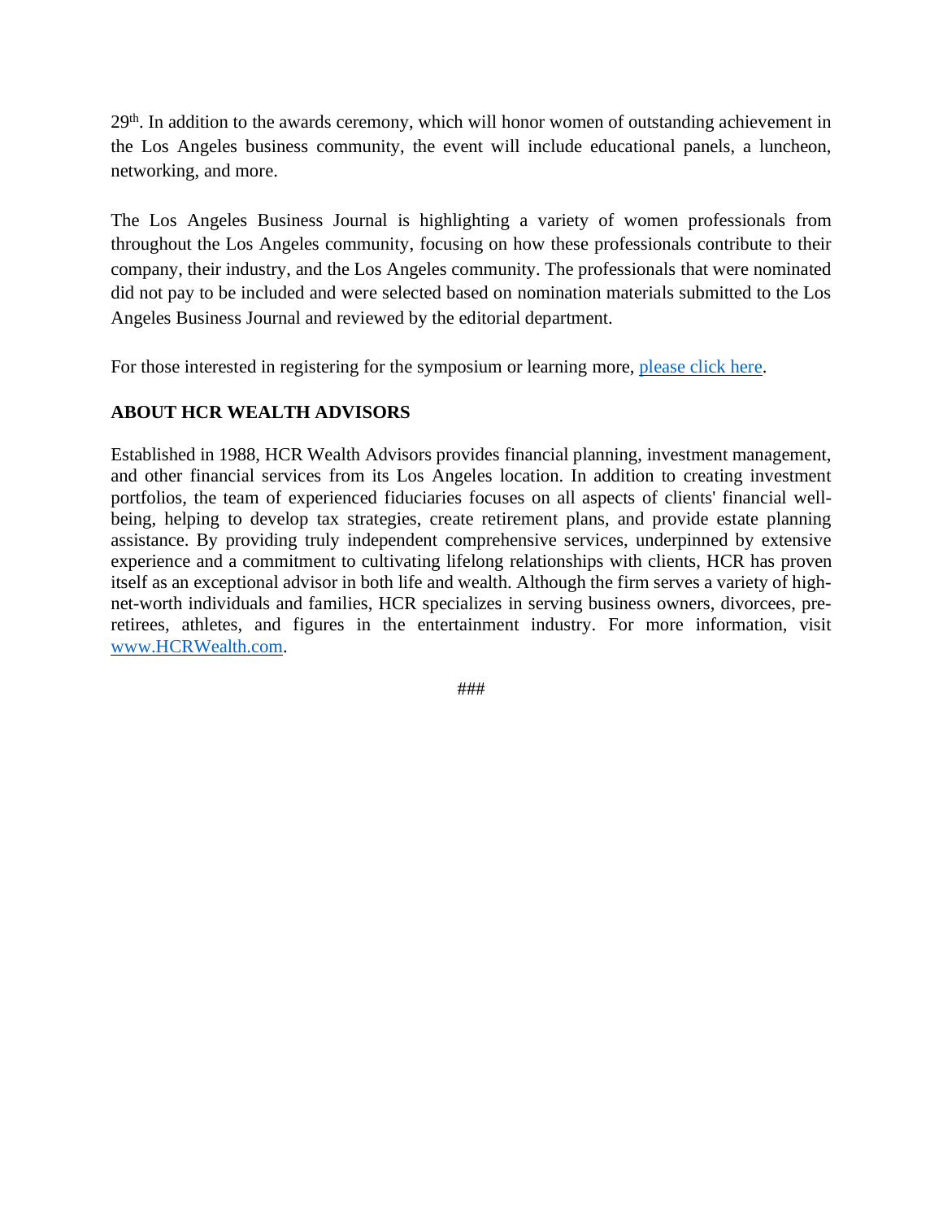29th. In addition to the awards ceremony, which will honor women of outstanding achievement in the Los Angeles business community, the event will include educational panels, a luncheon, networking, and more.

The Los Angeles Business Journal is highlighting a variety of women professionals from throughout the Los Angeles community, focusing on how these professionals contribute to their company, their industry, and the Los Angeles community. The professionals that were nominated did not pay to be included and were selected based on nomination materials submitted to the Los Angeles Business Journal and reviewed by the editorial department.

For those interested in registering for the symposium or learning more, please click here.

**ABOUT HCR WEALTH ADVISORS**

Established in 1988, HCR Wealth Advisors provides financial planning, investment management, and other financial services from its Los Angeles location. In addition to creating investment portfolios, the team of experienced fiduciaries focuses on all aspects of clients' financial well-being, helping to develop tax strategies, create retirement plans, and provide estate planning assistance. By providing truly independent comprehensive services, underpinned by extensive experience and a commitment to cultivating lifelong relationships with clients, HCR has proven itself as an exceptional advisor in both life and wealth. Although the firm serves a variety of high-net-worth individuals and families, HCR specializes in serving business owners, divorcees, pre-retirees, athletes, and figures in the entertainment industry. For more information, visit www.HCRWealth.com.

###